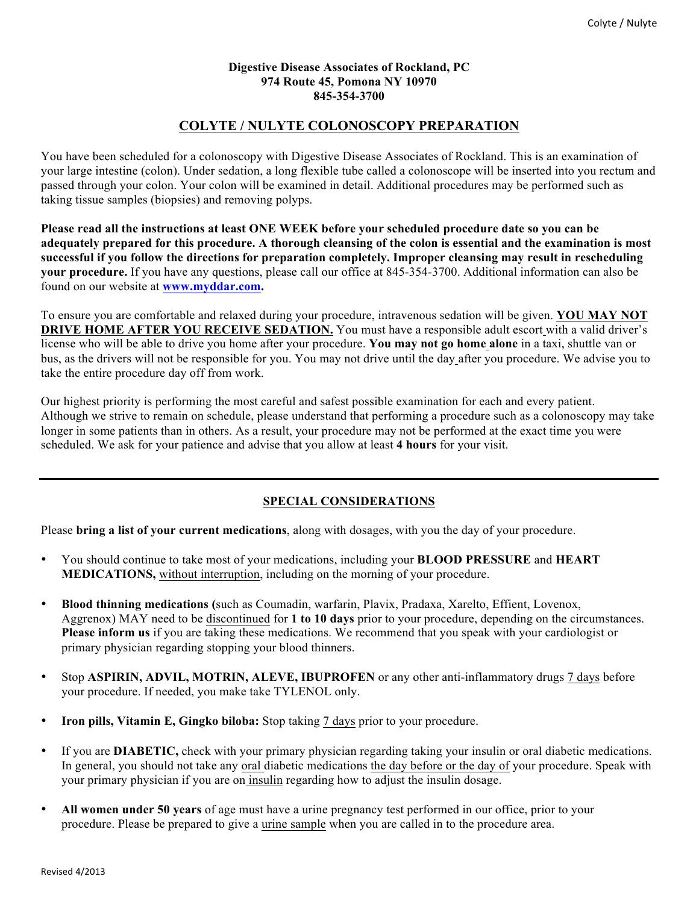**Digestive Disease Associates of Rockland, PC**
**974 Route 45, Pomona NY 10970**
**845-354-3700**

# COLYTE / NULYTE COLONOSCOPY PREPARATION

You have been scheduled for a colonoscopy with Digestive Disease Associates of Rockland. This is an examination of your large intestine (colon). Under sedation, a long flexible tube called a colonoscope will be inserted into you rectum and passed through your colon. Your colon will be examined in detail. Additional procedures may be performed such as taking tissue samples (biopsies) and removing polyps.

**Please read all the instructions at least ONE WEEK before your scheduled procedure date so you can be adequately prepared for this procedure. A thorough cleansing of the colon is essential and the examination is most successful if you follow the directions for preparation completely. Improper cleansing may result in rescheduling your procedure.** If you have any questions, please call our office at 845-354-3700. Additional information can also be found on our website at **www.myddar.com.**

To ensure you are comfortable and relaxed during your procedure, intravenous sedation will be given. **YOU MAY NOT DRIVE HOME AFTER YOU RECEIVE SEDATION.** You must have a responsible adult escort with a valid driver's license who will be able to drive you home after your procedure. **You may not go home alone** in a taxi, shuttle van or bus, as the drivers will not be responsible for you. You may not drive until the day after you procedure. We advise you to take the entire procedure day off from work.

Our highest priority is performing the most careful and safest possible examination for each and every patient. Although we strive to remain on schedule, please understand that performing a procedure such as a colonoscopy may take longer in some patients than in others. As a result, your procedure may not be performed at the exact time you were scheduled. We ask for your patience and advise that you allow at least **4 hours** for your visit.

---

## SPECIAL CONSIDERATIONS

Please **bring a list of your current medications**, along with dosages, with you the day of your procedure.

- You should continue to take most of your medications, including your **BLOOD PRESSURE** and **HEART MEDICATIONS,** without interruption, including on the morning of your procedure.
- **Blood thinning medications (**such as Coumadin, warfarin, Plavix, Pradaxa, Xarelto, Effient, Lovenox, Aggrenox) MAY need to be discontinued for **1 to 10 days** prior to your procedure, depending on the circumstances. **Please inform us** if you are taking these medications. We recommend that you speak with your cardiologist or primary physician regarding stopping your blood thinners.
- Stop **ASPIRIN, ADVIL, MOTRIN, ALEVE, IBUPROFEN** or any other anti-inflammatory drugs 7 days before your procedure. If needed, you make take TYLENOL only.
- **Iron pills, Vitamin E, Gingko biloba:** Stop taking 7 days prior to your procedure.
- If you are **DIABETIC,** check with your primary physician regarding taking your insulin or oral diabetic medications. In general, you should not take any oral diabetic medications the day before or the day of your procedure. Speak with your primary physician if you are on insulin regarding how to adjust the insulin dosage.
- **All women under 50 years** of age must have a urine pregnancy test performed in our office, prior to your procedure. Please be prepared to give a urine sample when you are called in to the procedure area.

Revised 4/2013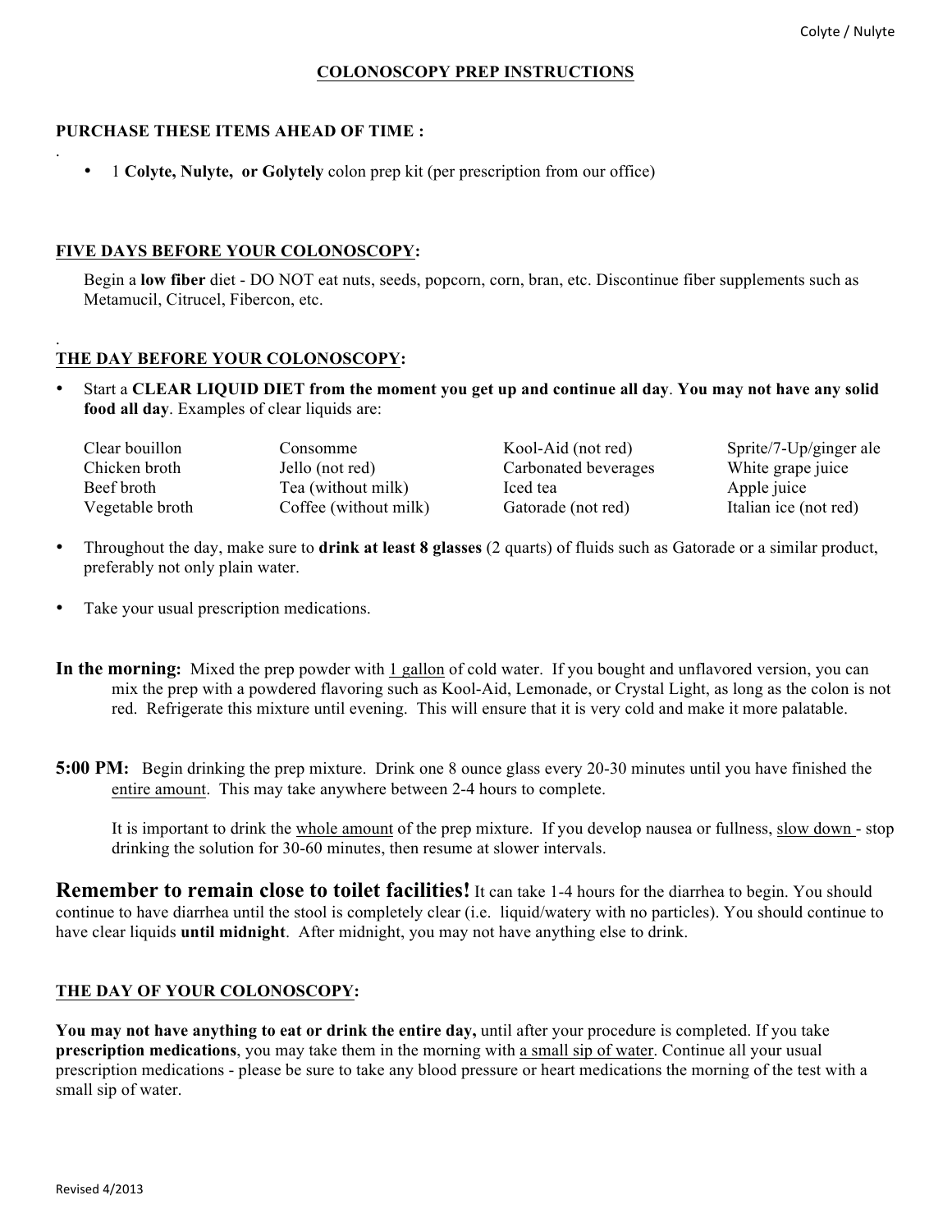# COLONOSCOPY PREP INSTRUCTIONS

## PURCHASE THESE ITEMS AHEAD OF TIME :

- 1 **Colyte, Nulyte, or Golytely** colon prep kit (per prescription from our office)

## FIVE DAYS BEFORE YOUR COLONOSCOPY:

Begin a **low fiber** diet - DO NOT eat nuts, seeds, popcorn, corn, bran, etc. Discontinue fiber supplements such as Metamucil, Citrucel, Fibercon, etc.

## THE DAY BEFORE YOUR COLONOSCOPY:

- Start a **CLEAR LIQUID DIET from the moment you get up and continue all day**. **You may not have any solid food all day**. Examples of clear liquids are:

| | | | |
|---|---|---|---|
| Clear bouillon | Consomme | Kool-Aid (not red) | Sprite/7-Up/ginger ale |
| Chicken broth | Jello (not red) | Carbonated beverages | White grape juice |
| Beef broth | Tea (without milk) | Iced tea | Apple juice |
| Vegetable broth | Coffee (without milk) | Gatorade (not red) | Italian ice (not red) |

- Throughout the day, make sure to **drink at least 8 glasses** (2 quarts) of fluids such as Gatorade or a similar product, preferably not only plain water.
- Take your usual prescription medications.

**In the morning:** Mixed the prep powder with 1 gallon of cold water. If you bought and unflavored version, you can mix the prep with a powdered flavoring such as Kool-Aid, Lemonade, or Crystal Light, as long as the colon is not red. Refrigerate this mixture until evening. This will ensure that it is very cold and make it more palatable.

**5:00 PM:** Begin drinking the prep mixture. Drink one 8 ounce glass every 20-30 minutes until you have finished the entire amount. This may take anywhere between 2-4 hours to complete.

It is important to drink the whole amount of the prep mixture. If you develop nausea or fullness, slow down - stop drinking the solution for 30-60 minutes, then resume at slower intervals.

**Remember to remain close to toilet facilities!** It can take 1-4 hours for the diarrhea to begin. You should continue to have diarrhea until the stool is completely clear (i.e. liquid/watery with no particles). You should continue to have clear liquids **until midnight**. After midnight, you may not have anything else to drink.

## THE DAY OF YOUR COLONOSCOPY:

**You may not have anything to eat or drink the entire day,** until after your procedure is completed. If you take **prescription medications**, you may take them in the morning with a small sip of water. Continue all your usual prescription medications - please be sure to take any blood pressure or heart medications the morning of the test with a small sip of water.

Revised 4/2013